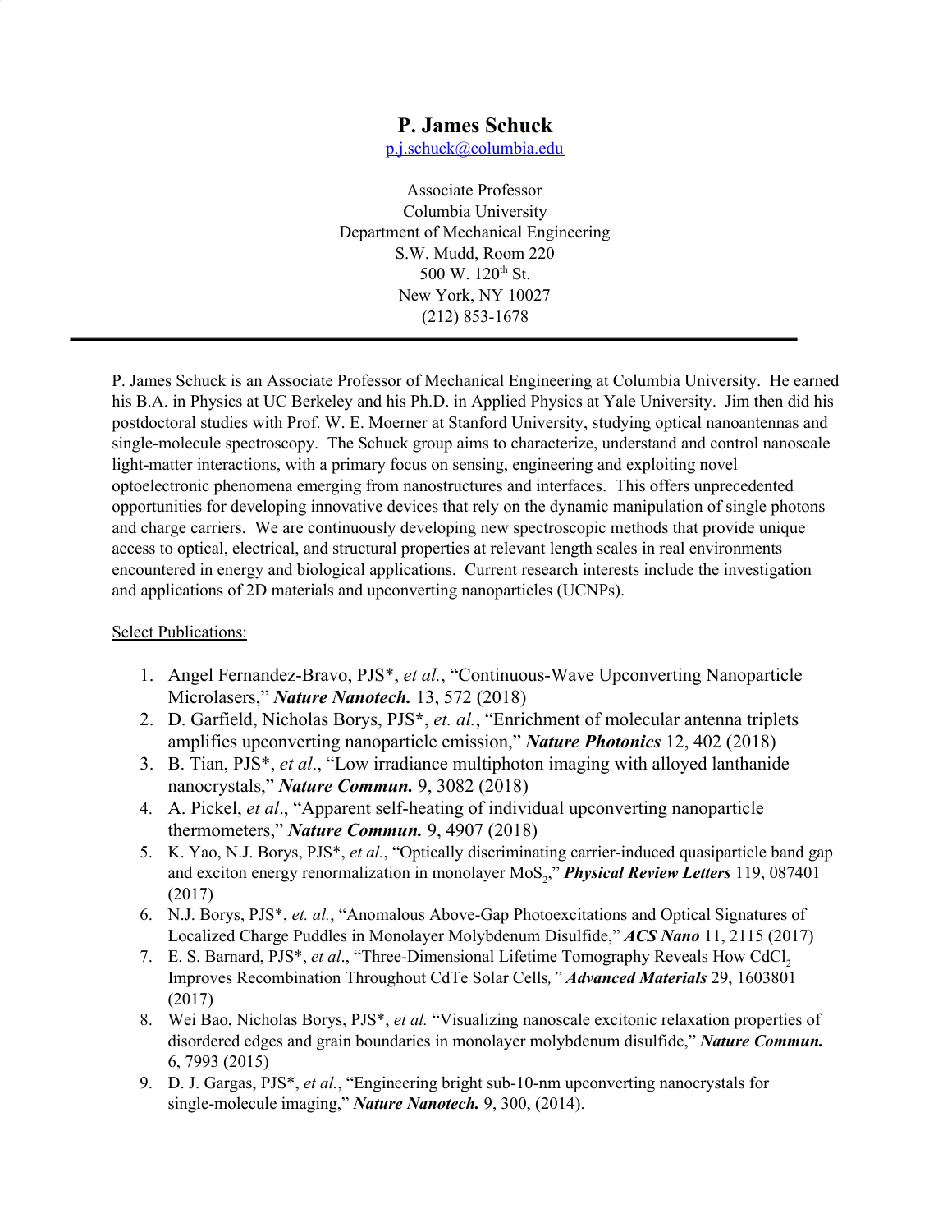# P. James Schuck

p.j.schuck@columbia.edu

Associate Professor
Columbia University
Department of Mechanical Engineering
S.W. Mudd, Room 220
500 W. 120$^{th}$ St.
New York, NY 10027
(212) 853-1678

---

P. James Schuck is an Associate Professor of Mechanical Engineering at Columbia University. He earned his B.A. in Physics at UC Berkeley and his Ph.D. in Applied Physics at Yale University. Jim then did his postdoctoral studies with Prof. W. E. Moerner at Stanford University, studying optical nanoantennas and single-molecule spectroscopy. The Schuck group aims to characterize, understand and control nanoscale light-matter interactions, with a primary focus on sensing, engineering and exploiting novel optoelectronic phenomena emerging from nanostructures and interfaces. This offers unprecedented opportunities for developing innovative devices that rely on the dynamic manipulation of single photons and charge carriers. We are continuously developing new spectroscopic methods that provide unique access to optical, electrical, and structural properties at relevant length scales in real environments encountered in energy and biological applications. Current research interests include the investigation and applications of 2D materials and upconverting nanoparticles (UCNPs).

Select Publications:

1. Angel Fernandez-Bravo, PJS*, *et al.*, "Continuous-Wave Upconverting Nanoparticle Microlasers," ***Nature Nanotech.*** 13, 572 (2018)
2. D. Garfield, Nicholas Borys, PJS*, *et. al.*, "Enrichment of molecular antenna triplets amplifies upconverting nanoparticle emission," ***Nature Photonics*** 12, 402 (2018)
3. B. Tian, PJS*, *et al*., "Low irradiance multiphoton imaging with alloyed lanthanide nanocrystals," ***Nature Commun.*** 9, 3082 (2018)
4. A. Pickel, *et al*., "Apparent self-heating of individual upconverting nanoparticle thermometers," ***Nature Commun.*** 9, 4907 (2018)
5. K. Yao, N.J. Borys, PJS*, *et al.*, "Optically discriminating carrier-induced quasiparticle band gap and exciton energy renormalization in monolayer $MoS_2$," ***Physical Review Letters*** 119, 087401 (2017)
6. N.J. Borys, PJS*, *et. al.*, "Anomalous Above-Gap Photoexcitations and Optical Signatures of Localized Charge Puddles in Monolayer Molybdenum Disulfide," ***ACS Nano*** 11, 2115 (2017)
7. E. S. Barnard, PJS*, *et al*., "Three-Dimensional Lifetime Tomography Reveals How $CdCl_2$ Improves Recombination Throughout CdTe Solar Cells*,"* ***Advanced Materials*** 29, 1603801 (2017)
8. Wei Bao, Nicholas Borys, PJS*, *et al.* "Visualizing nanoscale excitonic relaxation properties of disordered edges and grain boundaries in monolayer molybdenum disulfide," ***Nature Commun.*** 6, 7993 (2015)
9. D. J. Gargas, PJS*, *et al.*, "Engineering bright sub-10-nm upconverting nanocrystals for single-molecule imaging," ***Nature Nanotech.*** 9, 300, (2014).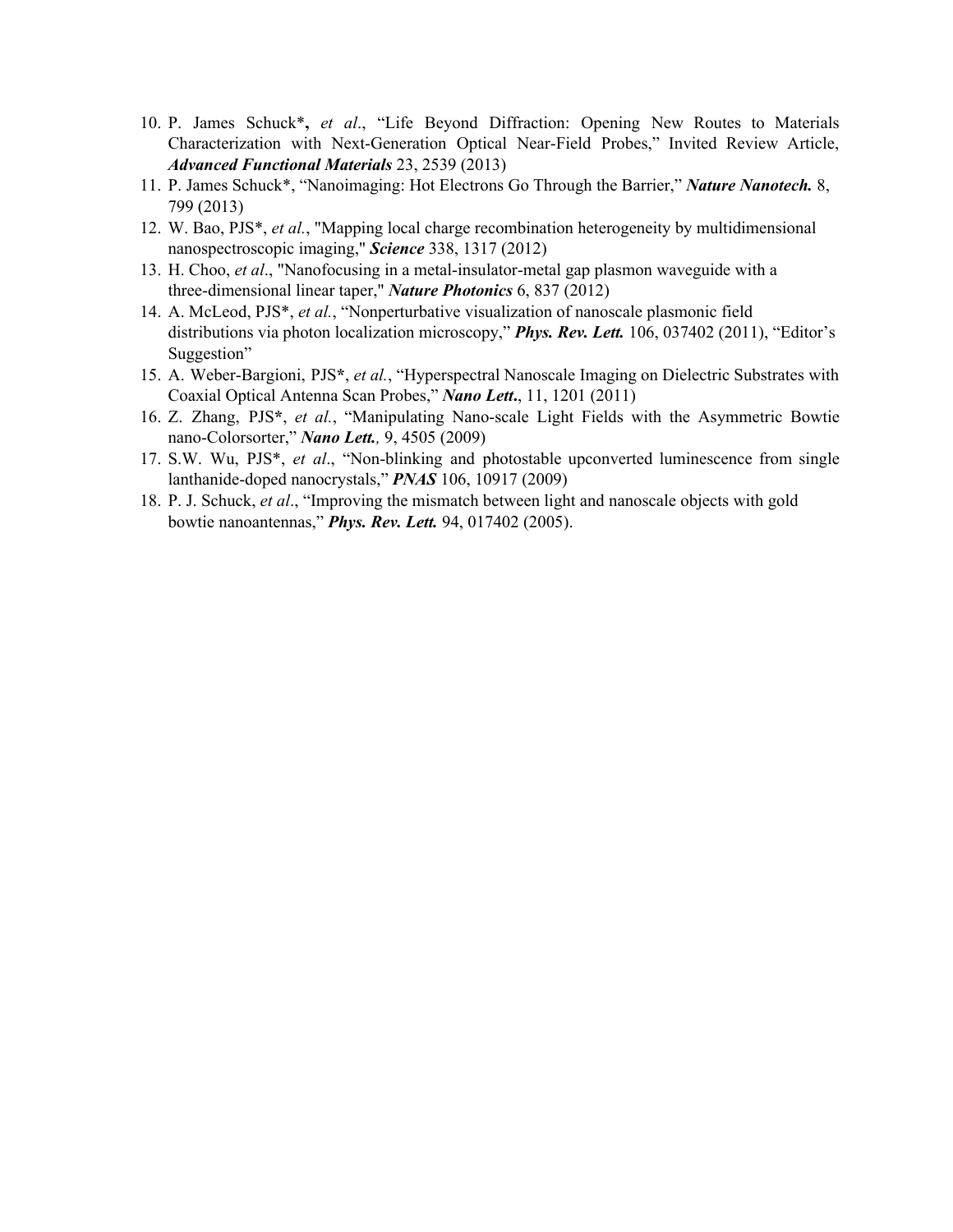10. P. James Schuck***,** *et al*., "Life Beyond Diffraction: Opening New Routes to Materials Characterization with Next-Generation Optical Near-Field Probes," Invited Review Article, ***Advanced Functional Materials*** 23, 2539 (2013)
11. P. James Schuck*, "Nanoimaging: Hot Electrons Go Through the Barrier," ***Nature Nanotech.*** 8, 799 (2013)
12. W. Bao, PJS*, *et al.*, "Mapping local charge recombination heterogeneity by multidimensional nanospectroscopic imaging," ***Science*** 338, 1317 (2012)
13. H. Choo, *et al*., "Nanofocusing in a metal-insulator-metal gap plasmon waveguide with a three-dimensional linear taper," ***Nature Photonics*** 6, 837 (2012)
14. A. McLeod, PJS*, *et al.*, "Nonperturbative visualization of nanoscale plasmonic field distributions via photon localization microscopy," ***Phys. Rev. Lett.*** 106, 037402 (2011), "Editor's Suggestion"
15. A. Weber-Bargioni, PJS*, *et al.*, "Hyperspectral Nanoscale Imaging on Dielectric Substrates with Coaxial Optical Antenna Scan Probes," ***Nano Lett*.**, 11, 1201 (2011)
16. Z. Zhang, PJS*, *et al.*, "Manipulating Nano-scale Light Fields with the Asymmetric Bowtie nano-Colorsorter," ***Nano Lett.,*** 9, 4505 (2009)
17. S.W. Wu, PJS*, *et al*., "Non-blinking and photostable upconverted luminescence from single lanthanide-doped nanocrystals," ***PNAS*** 106, 10917 (2009)
18. P. J. Schuck, *et al*., "Improving the mismatch between light and nanoscale objects with gold bowtie nanoantennas," ***Phys. Rev. Lett.*** 94, 017402 (2005).